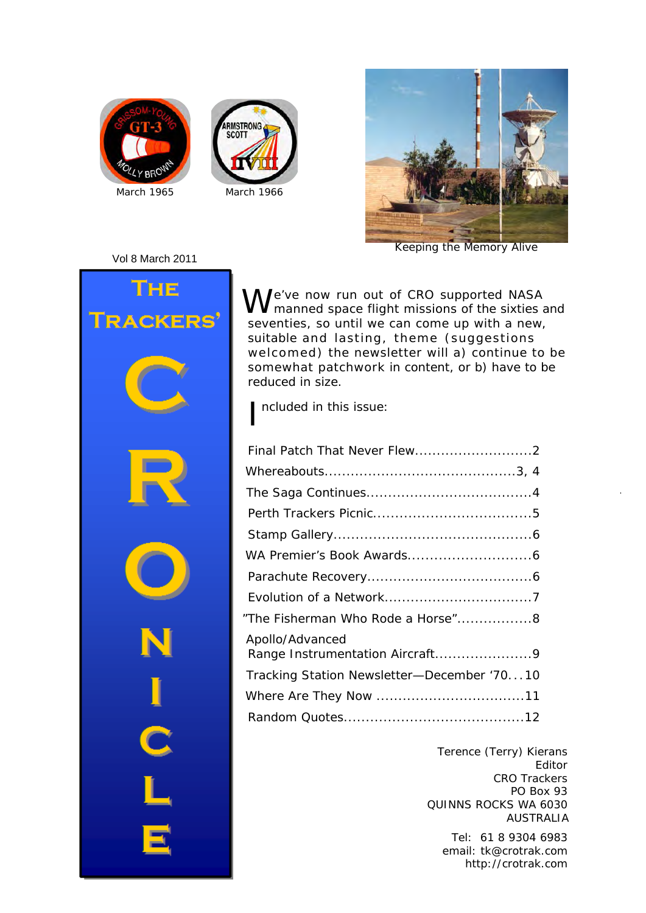March 1965

March 1966

Keeping the Memory Alive

Vol 8 March 2011

# The Trackers' CRONICLE

We've now run out of CRO supported NASA manned space flight missions of the sixties and seventies, so until we can come up with a new, suitable and lasting, theme (suggestions welcomed) the newsletter will a) continue to be somewhat patchwork in content, or b) have to be reduced in size.

Included in this issue:

- Final Patch That Never Flew...........................2
- Whereabouts...........................................3, 4
- The Saga Continues.....................................4
- Perth Trackers Picnic...................................5
- Stamp Gallery............................................6
- WA Premier's Book Awards............................6
- Parachute Recovery.....................................6
- Evolution of a Network.................................7
- "The Fisherman Who Rode a Horse".................8
- Apollo/Advanced Range Instrumentation Aircraft......................9
- Tracking Station Newsletter—December '70...10
- Where Are They Now ..................................11
- Random Quotes........................................12

Terence (Terry) Kierans
Editor
CRO Trackers
PO Box 93
QUINNS ROCKS WA 6030
AUSTRALIA

Tel: 61 8 9304 6983
email: tk@crotrak.com
http://crotrak.com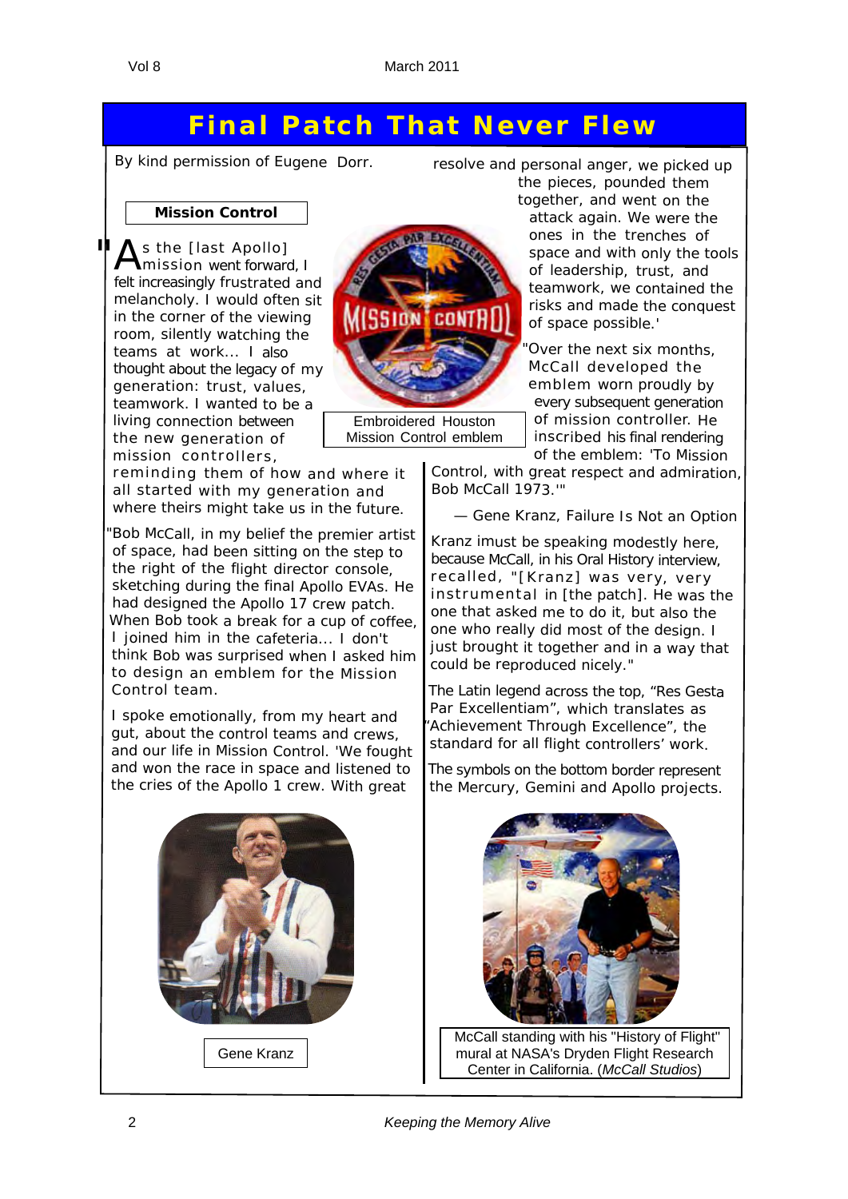# Final Patch That Never Flew

By kind permission of Eugene Dorr.

**Mission Control**

"As the [last Apollo] mission went forward, I felt increasingly frustrated and melancholy. I would often sit in the corner of the viewing room, silently watching the teams at work... I also thought about the legacy of my generation: trust, values, teamwork. I wanted to be a living connection between the new generation of mission controllers, reminding them of how and where it all started with my generation and where theirs might take us in the future.

Embroidered Houston Mission Control emblem

"Bob McCall, in my belief the premier artist of space, had been sitting on the step to the right of the flight director console, sketching during the final Apollo EVAs. He had designed the Apollo 17 crew patch. When Bob took a break for a cup of coffee, I joined him in the cafeteria... I don't think Bob was surprised when I asked him to design an emblem for the Mission Control team.

I spoke emotionally, from my heart and gut, about the control teams and crews, and our life in Mission Control. 'We fought and won the race in space and listened to the cries of the Apollo 1 crew. With great resolve and personal anger, we picked up the pieces, pounded them together, and went on the attack again. We were the ones in the trenches of space and with only the tools of leadership, trust, and teamwork, we contained the risks and made the conquest of space possible.'

"Over the next six months, McCall developed the emblem worn proudly by every subsequent generation of mission controller. He inscribed his final rendering of the emblem: 'To Mission Control, with great respect and admiration, Bob McCall 1973.'"

— Gene Kranz, Failure Is Not an Option

Kranz imust be speaking modestly here, because McCall, in his Oral History interview, recalled, "[Kranz] was very, very instrumental in [the patch]. He was the one that asked me to do it, but also the one who really did most of the design. I just brought it together and in a way that could be reproduced nicely."

The Latin legend across the top, "Res Gesta Par Excellentiam", which translates as "Achievement Through Excellence", the standard for all flight controllers' work.

The symbols on the bottom border represent the Mercury, Gemini and Apollo projects.

Gene Kranz

McCall standing with his "History of Flight" mural at NASA's Dryden Flight Research Center in California. (*McCall Studios*)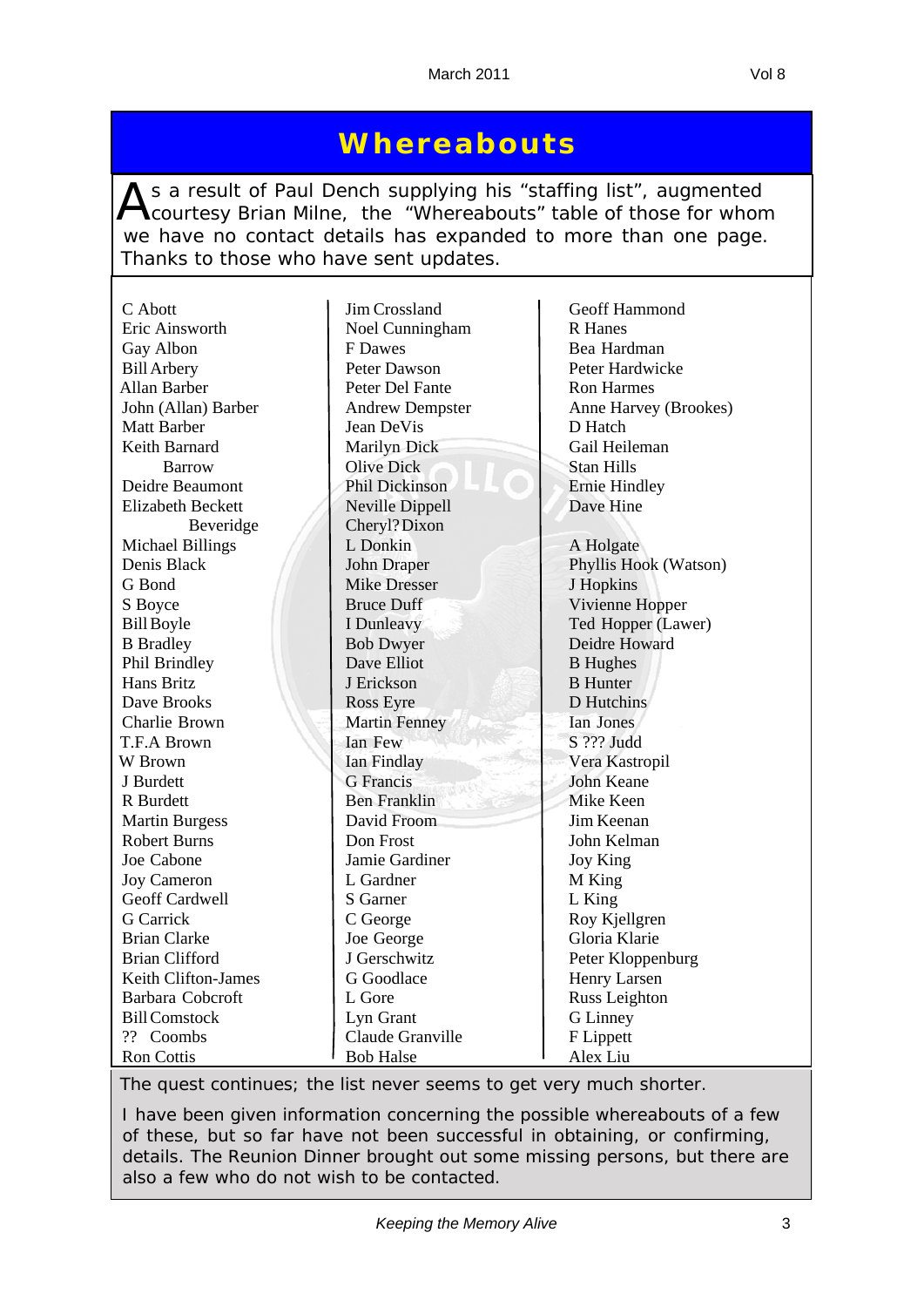# Whereabouts

As a result of Paul Dench supplying his "staffing list", augmented courtesy Brian Milne, the "Whereabouts" table of those for whom we have no contact details has expanded to more than one page. Thanks to those who have sent updates.

C Abott
Eric Ainsworth
Gay Albon
Bill Arbery
Allan Barber
John (Allan) Barber
Matt Barber
Keith Barnard
Barrow
Deidre Beaumont
Elizabeth Beckett
Beveridge
Michael Billings
Denis Black
G Bond
S Boyce
Bill Boyle
B Bradley
Phil Brindley
Hans Britz
Dave Brooks
Charlie Brown
T.F.A Brown
W Brown
J Burdett
R Burdett
Martin Burgess
Robert Burns
Joe Cabone
Joy Cameron
Geoff Cardwell
G Carrick
Brian Clarke
Brian Clifford
Keith Clifton-James
Barbara Cobcroft
Bill Comstock
?? Coombs
Ron Cottis

Jim Crossland
Noel Cunningham
F Dawes
Peter Dawson
Peter Del Fante
Andrew Dempster
Jean DeVis
Marilyn Dick
Olive Dick
Phil Dickinson
Neville Dippell
Cheryl? Dixon
L Donkin
John Draper
Mike Dresser
Bruce Duff
I Dunleavy
Bob Dwyer
Dave Elliot
J Erickson
Ross Eyre
Martin Fenney
Ian Few
Ian Findlay
G Francis
Ben Franklin
David Froom
Don Frost
Jamie Gardiner
L Gardner
S Garner
C George
Joe George
J Gerschwitz
G Goodlace
L Gore
Lyn Grant
Claude Granville
Bob Halse

Geoff Hammond
R Hanes
Bea Hardman
Peter Hardwicke
Ron Harmes
Anne Harvey (Brookes)
D Hatch
Gail Heileman
Stan Hills
Ernie Hindley
Dave Hine

A Holgate
Phyllis Hook (Watson)
J Hopkins
Vivienne Hopper
Ted Hopper (Lawer)
Deidre Howard
B Hughes
B Hunter
D Hutchins
Ian Jones
S ??? Judd
Vera Kastropil
John Keane
Mike Keen
Jim Keenan
John Kelman
Joy King
M King
L King
Roy Kjellgren
Gloria Klarie
Peter Kloppenburg
Henry Larsen
Russ Leighton
G Linney
F Lippett
Alex Liu

The quest continues; the list never seems to get very much shorter.

I have been given information concerning the possible whereabouts of a few of these, but so far have not been successful in obtaining, or confirming, details. The Reunion Dinner brought out some missing persons, but there are also a few who do not wish to be contacted.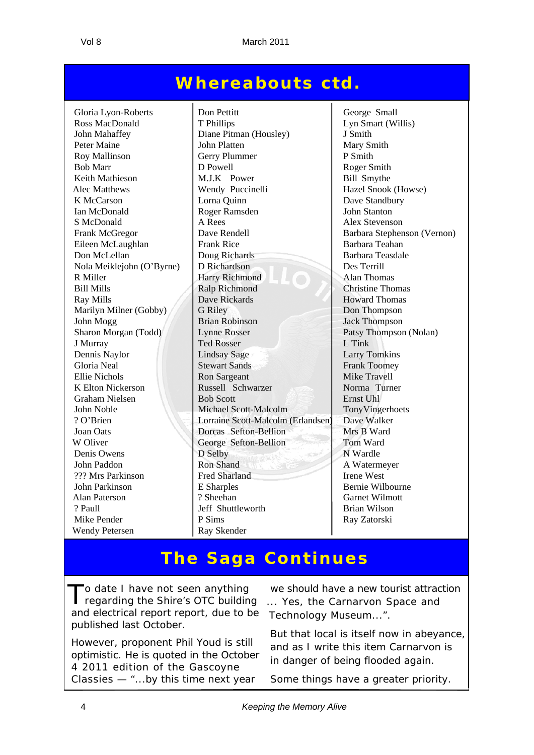# Whereabouts ctd.

Gloria Lyon-Roberts
Ross MacDonald
John Mahaffey
Peter Maine
Roy Mallinson
Bob Marr
Keith Mathieson
Alec Matthews
K McCarson
Ian McDonald
S McDonald
Frank McGregor
Eileen McLaughlan
Don McLellan
Nola Meiklejohn (O'Byrne)
R Miller
Bill Mills
Ray Mills
Marilyn Milner (Gobby)
John Mogg
Sharon Morgan (Todd)
J Murray
Dennis Naylor
Gloria Neal
Ellie Nichols
K Elton Nickerson
Graham Nielsen
John Noble
? O'Brien
Joan Oats
W Oliver
Denis Owens
John Paddon
??? Mrs Parkinson
John Parkinson
Alan Paterson
? Paull
Mike Pender
Wendy Petersen
Don Pettitt
T Phillips
Diane Pitman (Housley)
John Platten
Gerry Plummer
D Powell
M.J.K Power
Wendy Puccinelli
Lorna Quinn
Roger Ramsden
A Rees
Dave Rendell
Frank Rice
Doug Richards
D Richardson
Harry Richmond
Ralp Richmond
Dave Rickards
G Riley
Brian Robinson
Lynne Rosser
Ted Rosser
Lindsay Sage
Stewart Sands
Ron Sargeant
Russell Schwarzer
Bob Scott
Michael Scott-Malcolm
Lorraine Scott-Malcolm (Erlandsen)
Dorcas Sefton-Bellion
George Sefton-Bellion
D Selby
Ron Shand
Fred Sharland
E Sharples
? Sheehan
Jeff Shuttleworth
P Sims
Ray Skender
George Small
Lyn Smart (Willis)
J Smith
Mary Smith
P Smith
Roger Smith
Bill Smythe
Hazel Snook (Howse)
Dave Standbury
John Stanton
Alex Stevenson
Barbara Stephenson (Vernon)
Barbara Teahan
Barbara Teasdale
Des Terrill
Alan Thomas
Christine Thomas
Howard Thomas
Don Thompson
Jack Thompson
Patsy Thompson (Nolan)
L Tink
Larry Tomkins
Frank Toomey
Mike Travell
Norma Turner
Ernst Uhl
TonyVingerhoets
Dave Walker
Mrs B Ward
Tom Ward
N Wardle
A Watermeyer
Irene West
Bernie Wilbourne
Garnet Wilmott
Brian Wilson
Ray Zatorski

# The Saga Continues

To date I have not seen anything regarding the Shire's OTC building and electrical report report, due to be published last October.

However, proponent Phil Youd is still optimistic. He is quoted in the October 4 2011 edition of the Gascoyne Classics — "...by this time next year we should have a new tourist attraction ... Yes, the Carnarvon Space and Technology Museum...".

But that local is itself now in abeyance, and as I write this item Carnarvon is in danger of being flooded again.

Some things have a greater priority.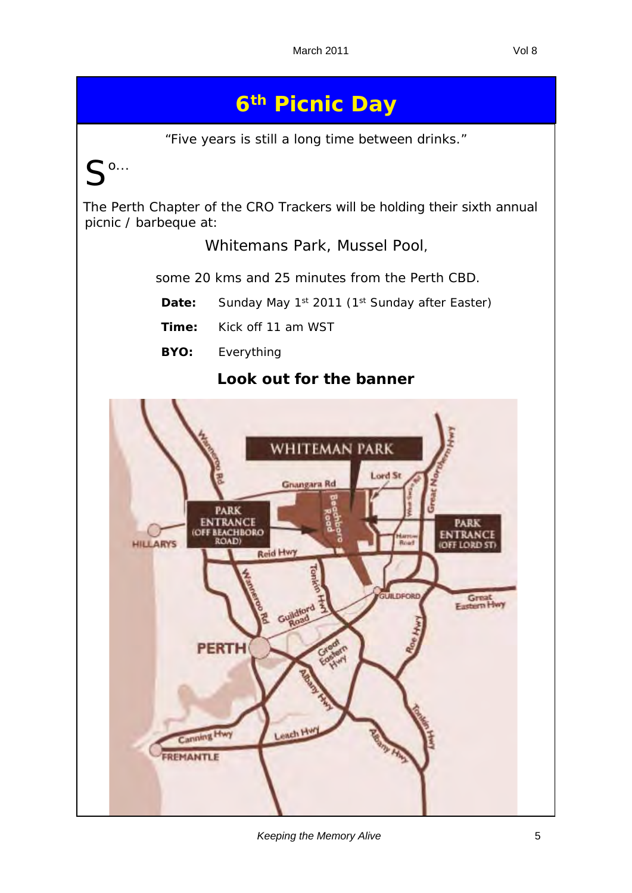# 6th Picnic Day

"Five years is still a long time between drinks."

So...

The Perth Chapter of the CRO Trackers will be holding their sixth annual picnic / barbeque at:

Whitemans Park, Mussel Pool,

some 20 kms and 25 minutes from the Perth CBD.

**Date:** Sunday May 1st 2011 (1st Sunday after Easter)

**Time:** Kick off 11 am WST

**BYO:** Everything

**Look out for the banner**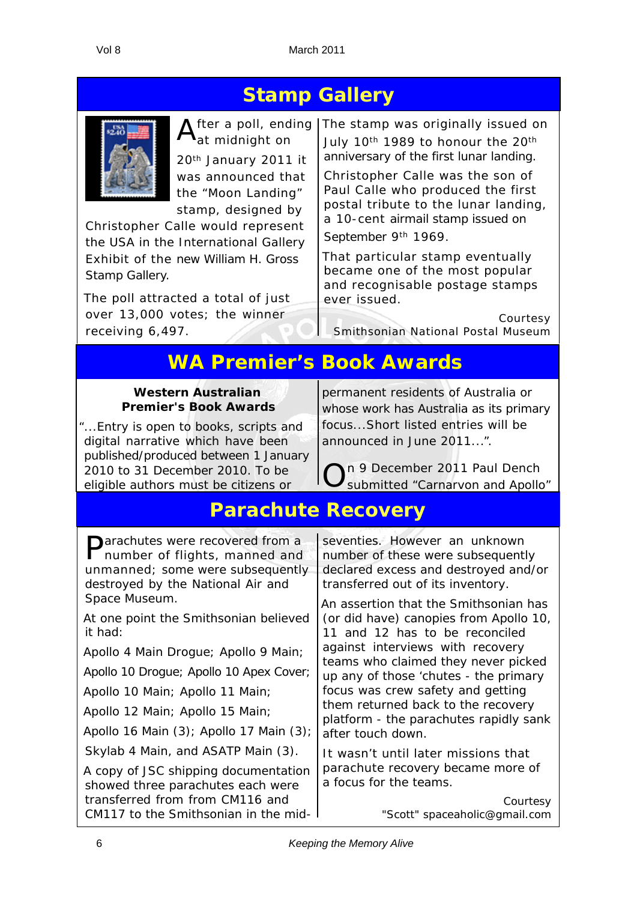## Stamp Gallery

After a poll, ending at midnight on 20th January 2011 it was announced that the "Moon Landing" stamp, designed by Christopher Calle would represent the USA in the International Gallery Exhibit of the new William H. Gross Stamp Gallery.

The poll attracted a total of just over 13,000 votes; the winner receiving 6,497.

The stamp was originally issued on July 10th 1989 to honour the 20th anniversary of the first lunar landing.

Christopher Calle was the son of Paul Calle who produced the first postal tribute to the lunar landing, a 10-cent airmail stamp issued on September 9th 1969.

That particular stamp eventually became one of the most popular and recognisable postage stamps ever issued.

Courtesy
Smithsonian National Postal Museum

## WA Premier's Book Awards

**Western Australian Premier's Book Awards**

"...Entry is open to books, scripts and digital narrative which have been published/produced between 1 January 2010 to 31 December 2010. To be eligible authors must be citizens or permanent residents of Australia or whose work has Australia as its primary focus...Short listed entries will be announced in June 2011...".

On 9 December 2011 Paul Dench submitted "Carnarvon and Apollo"

## Parachute Recovery

Parachutes were recovered from a number of flights, manned and unmanned; some were subsequently destroyed by the National Air and Space Museum.

At one point the Smithsonian believed it had:

Apollo 4 Main Drogue; Apollo 9 Main;

Apollo 10 Drogue; Apollo 10 Apex Cover;

Apollo 10 Main; Apollo 11 Main;

Apollo 12 Main; Apollo 15 Main;

Apollo 16 Main (3); Apollo 17 Main (3);

Skylab 4 Main, and ASATP Main (3).

A copy of JSC shipping documentation showed three parachutes each were transferred from from CM116 and CM117 to the Smithsonian in the mid-seventies. However an unknown number of these were subsequently declared excess and destroyed and/or transferred out of its inventory.

An assertion that the Smithsonian has (or did have) canopies from Apollo 10, 11 and 12 has to be reconciled against interviews with recovery teams who claimed they never picked up any of those 'chutes - the primary focus was crew safety and getting them returned back to the recovery platform - the parachutes rapidly sank after touch down.

It wasn't until later missions that parachute recovery became more of a focus for the teams.

Courtesy
"Scott" spaceaholic@gmail.com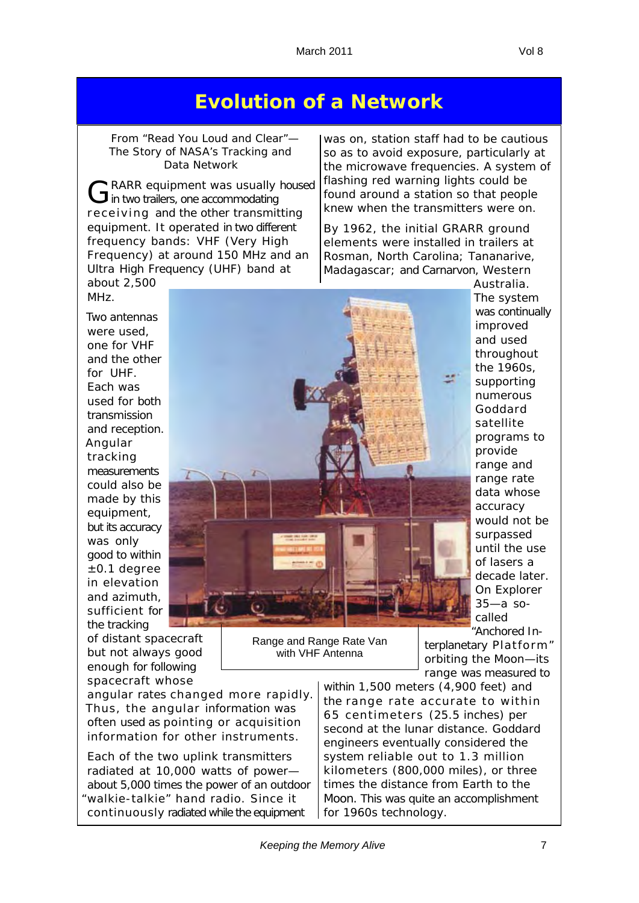# Evolution of a Network

From "Read You Loud and Clear"—
The Story of NASA's Tracking and Data Network

GRARR equipment was usually housed in two trailers, one accommodating receiving and the other transmitting equipment. It operated in two different frequency bands: VHF (Very High Frequency) at around 150 MHz and an Ultra High Frequency (UHF) band at about 2,500 MHz.

Two antennas were used, one for VHF and the other for UHF. Each was used for both transmission and reception. Angular tracking measurements could also be made by this equipment, but its accuracy was only good to within ±0.1 degree in elevation and azimuth, sufficient for the tracking of distant spacecraft but not always good enough for following spacecraft whose angular rates changed more rapidly. Thus, the angular information was often used as pointing or acquisition information for other instruments.

Each of the two uplink transmitters radiated at 10,000 watts of power—about 5,000 times the power of an outdoor "walkie-talkie" hand radio. Since it continuously radiated while the equipment was on, station staff had to be cautious so as to avoid exposure, particularly at the microwave frequencies. A system of flashing red warning lights could be found around a station so that people knew when the transmitters were on.

By 1962, the initial GRARR ground elements were installed in trailers at Rosman, North Carolina; Tananarive, Madagascar; and Carnarvon, Western Australia. The system was continually improved and used throughout the 1960s, supporting numerous Goddard satellite programs to provide range and range rate data whose accuracy would not be surpassed until the use of lasers a decade later. On Explorer 35—a so-called "Anchored Interplanetary Platform" orbiting the Moon—its range was measured to within 1,500 meters (4,900 feet) and the range rate accurate to within 65 centimeters (25.5 inches) per second at the lunar distance. Goddard engineers eventually considered the system reliable out to 1.3 million kilometers (800,000 miles), or three times the distance from Earth to the Moon. This was quite an accomplishment for 1960s technology.

Range and Range Rate Van with VHF Antenna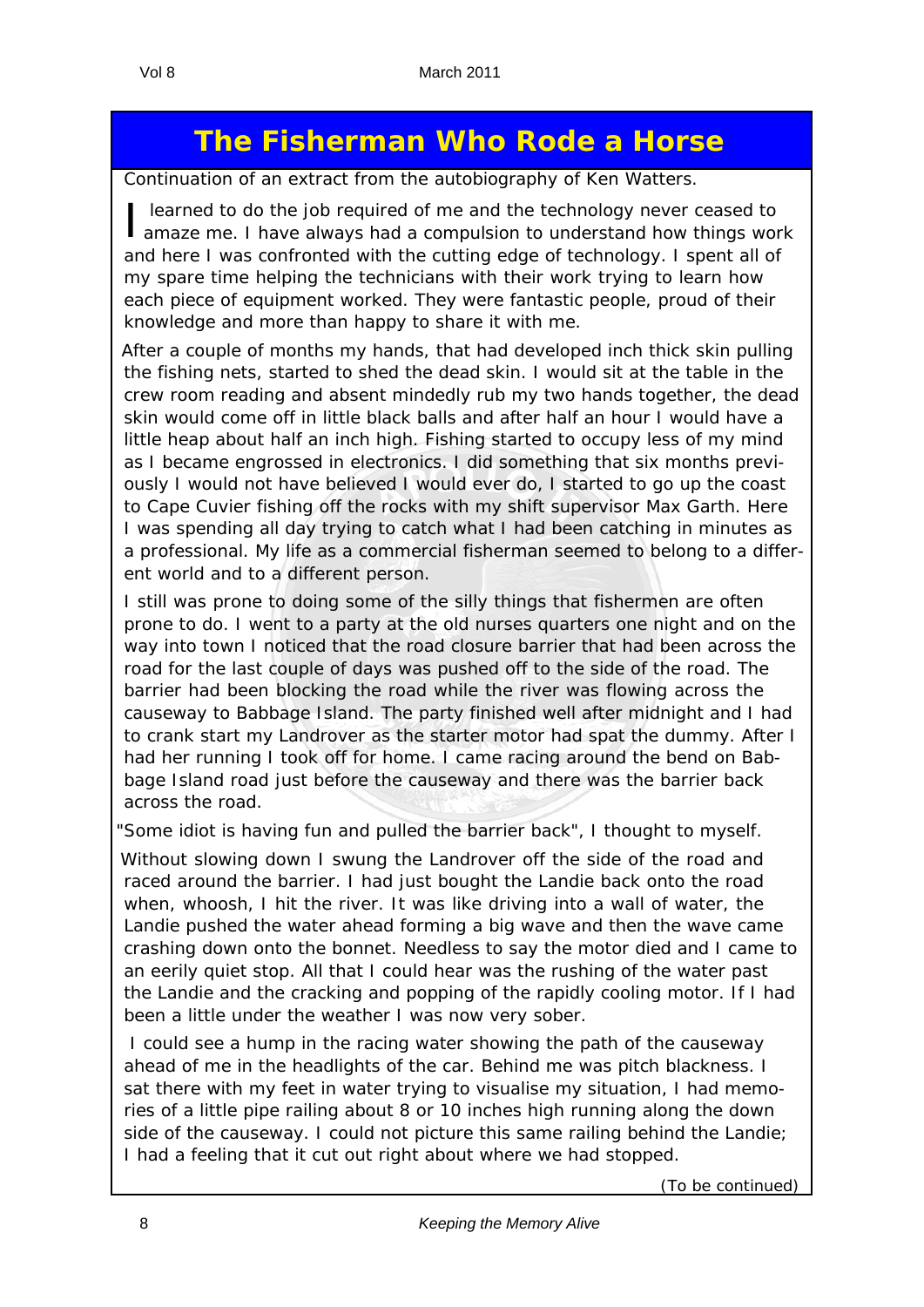# The Fisherman Who Rode a Horse

Continuation of an extract from the autobiography of Ken Watters.

I learned to do the job required of me and the technology never ceased to amaze me. I have always had a compulsion to understand how things work and here I was confronted with the cutting edge of technology. I spent all of my spare time helping the technicians with their work trying to learn how each piece of equipment worked. They were fantastic people, proud of their knowledge and more than happy to share it with me.

After a couple of months my hands, that had developed inch thick skin pulling the fishing nets, started to shed the dead skin. I would sit at the table in the crew room reading and absent mindedly rub my two hands together, the dead skin would come off in little black balls and after half an hour I would have a little heap about half an inch high. Fishing started to occupy less of my mind as I became engrossed in electronics. I did something that six months previously I would not have believed I would ever do, I started to go up the coast to Cape Cuvier fishing off the rocks with my shift supervisor Max Garth. Here I was spending all day trying to catch what I had been catching in minutes as a professional. My life as a commercial fisherman seemed to belong to a different world and to a different person.

I still was prone to doing some of the silly things that fishermen are often prone to do. I went to a party at the old nurses quarters one night and on the way into town I noticed that the road closure barrier that had been across the road for the last couple of days was pushed off to the side of the road. The barrier had been blocking the road while the river was flowing across the causeway to Babbage Island. The party finished well after midnight and I had to crank start my Landrover as the starter motor had spat the dummy. After I had her running I took off for home. I came racing around the bend on Babbage Island road just before the causeway and there was the barrier back across the road.

"Some idiot is having fun and pulled the barrier back", I thought to myself.

Without slowing down I swung the Landrover off the side of the road and raced around the barrier. I had just bought the Landie back onto the road when, whoosh, I hit the river. It was like driving into a wall of water, the Landie pushed the water ahead forming a big wave and then the wave came crashing down onto the bonnet. Needless to say the motor died and I came to an eerily quiet stop. All that I could hear was the rushing of the water past the Landie and the cracking and popping of the rapidly cooling motor. If I had been a little under the weather I was now very sober.

I could see a hump in the racing water showing the path of the causeway ahead of me in the headlights of the car. Behind me was pitch blackness. I sat there with my feet in water trying to visualise my situation, I had memories of a little pipe railing about 8 or 10 inches high running along the down side of the causeway. I could not picture this same railing behind the Landie; I had a feeling that it cut out right about where we had stopped.

*(To be continued)*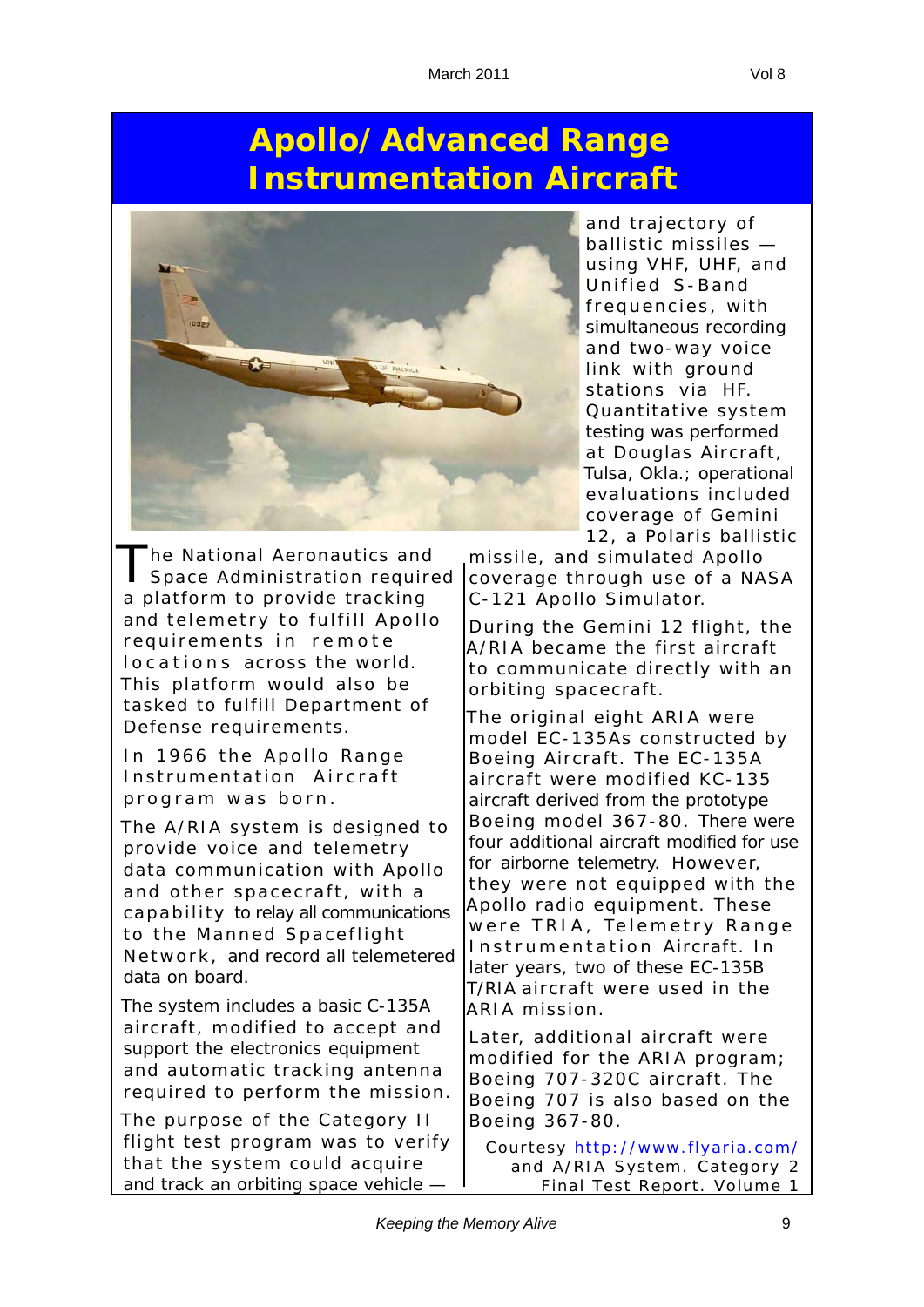# Apollo/Advanced Range Instrumentation Aircraft

The National Aeronautics and Space Administration required a platform to provide tracking and telemetry to fulfill Apollo requirements in remote locations across the world. This platform would also be tasked to fulfill Department of Defense requirements.

In 1966 the Apollo Range Instrumentation Aircraft program was born.

The A/RIA system is designed to provide voice and telemetry data communication with Apollo and other spacecraft, with a capability to relay all communications to the Manned Spaceflight Network, and record all telemetered data on board.

The system includes a basic C-135A aircraft, modified to accept and support the electronics equipment and automatic tracking antenna required to perform the mission.

The purpose of the Category II flight test program was to verify that the system could acquire and track an orbiting space vehicle — and trajectory of ballistic missiles — using VHF, UHF, and Unified S-Band frequencies, with simultaneous recording and two-way voice link with ground stations via HF. Quantitative system testing was performed at Douglas Aircraft, Tulsa, Okla.; operational evaluations included coverage of Gemini 12, a Polaris ballistic missile, and simulated Apollo coverage through use of a NASA C-121 Apollo Simulator.

During the Gemini 12 flight, the A/RIA became the first aircraft to communicate directly with an orbiting spacecraft.

The original eight ARIA were model EC-135As constructed by Boeing Aircraft. The EC-135A aircraft were modified KC-135 aircraft derived from the prototype Boeing model 367-80. There were four additional aircraft modified for use for airborne telemetry. However, they were not equipped with the Apollo radio equipment. These were TRIA, Telemetry Range Instrumentation Aircraft. In later years, two of these EC-135B T/RIA aircraft were used in the ARIA mission.

Later, additional aircraft were modified for the ARIA program; Boeing 707-320C aircraft. The Boeing 707 is also based on the Boeing 367-80.

Courtesy http://www.flyaria.com/ and A/RIA System. Category 2 Final Test Report. Volume 1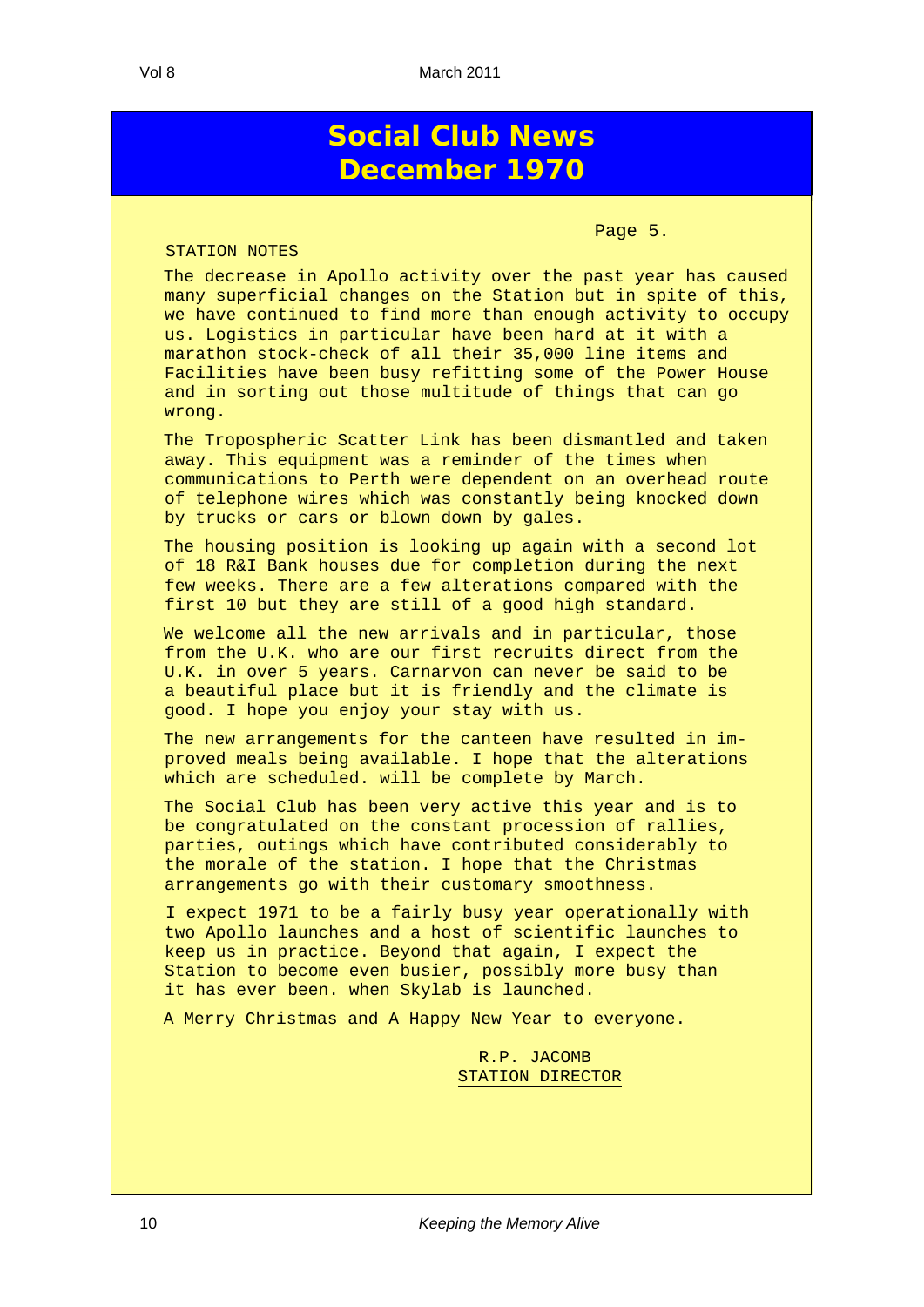# Social Club News December 1970

Page 5.

STATION NOTES

The decrease in Apollo activity over the past year has caused many superficial changes on the Station but in spite of this, we have continued to find more than enough activity to occupy us. Logistics in particular have been hard at it with a marathon stock-check of all their 35,000 line items and Facilities have been busy refitting some of the Power House and in sorting out those multitude of things that can go wrong.

The Tropospheric Scatter Link has been dismantled and taken away. This equipment was a reminder of the times when communications to Perth were dependent on an overhead route of telephone wires which was constantly being knocked down by trucks or cars or blown down by gales.

The housing position is looking up again with a second lot of 18 R&I Bank houses due for completion during the next few weeks. There are a few alterations compared with the first 10 but they are still of a good high standard.

We welcome all the new arrivals and in particular, those from the U.K. who are our first recruits direct from the U.K. in over 5 years. Carnarvon can never be said to be a beautiful place but it is friendly and the climate is good. I hope you enjoy your stay with us.

The new arrangements for the canteen have resulted in improved meals being available. I hope that the alterations which are scheduled. will be complete by March.

The Social Club has been very active this year and is to be congratulated on the constant procession of rallies, parties, outings which have contributed considerably to the morale of the station. I hope that the Christmas arrangements go with their customary smoothness.

I expect 1971 to be a fairly busy year operationally with two Apollo launches and a host of scientific launches to keep us in practice. Beyond that again, I expect the Station to become even busier, possibly more busy than it has ever been. when Skylab is launched.

A Merry Christmas and A Happy New Year to everyone.

R.P. JACOMB
STATION DIRECTOR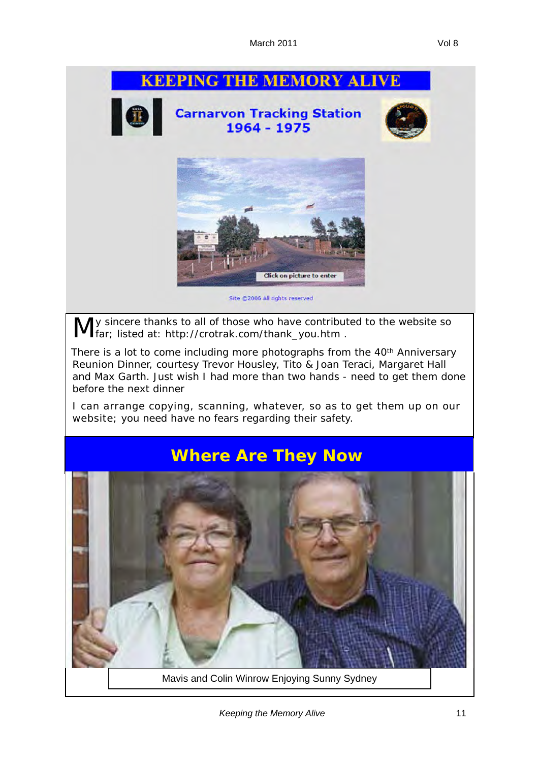# KEEPING THE MEMORY ALIVE

**Carnarvon Tracking Station 1964 - 1975**

Click on picture to enter

Site ©2006 All rights reserved

My sincere thanks to all of those who have contributed to the website so far; listed at: http://crotrak.com/thank_you.htm .

There is a lot to come including more photographs from the 40th Anniversary Reunion Dinner, courtesy Trevor Housley, Tito & Joan Teraci, Margaret Hall and Max Garth. Just wish I had more than two hands - need to get them done before the next dinner

I can arrange copying, scanning, whatever, so as to get them up on our website; you need have no fears regarding their safety.

## Where Are They Now

Mavis and Colin Winrow Enjoying Sunny Sydney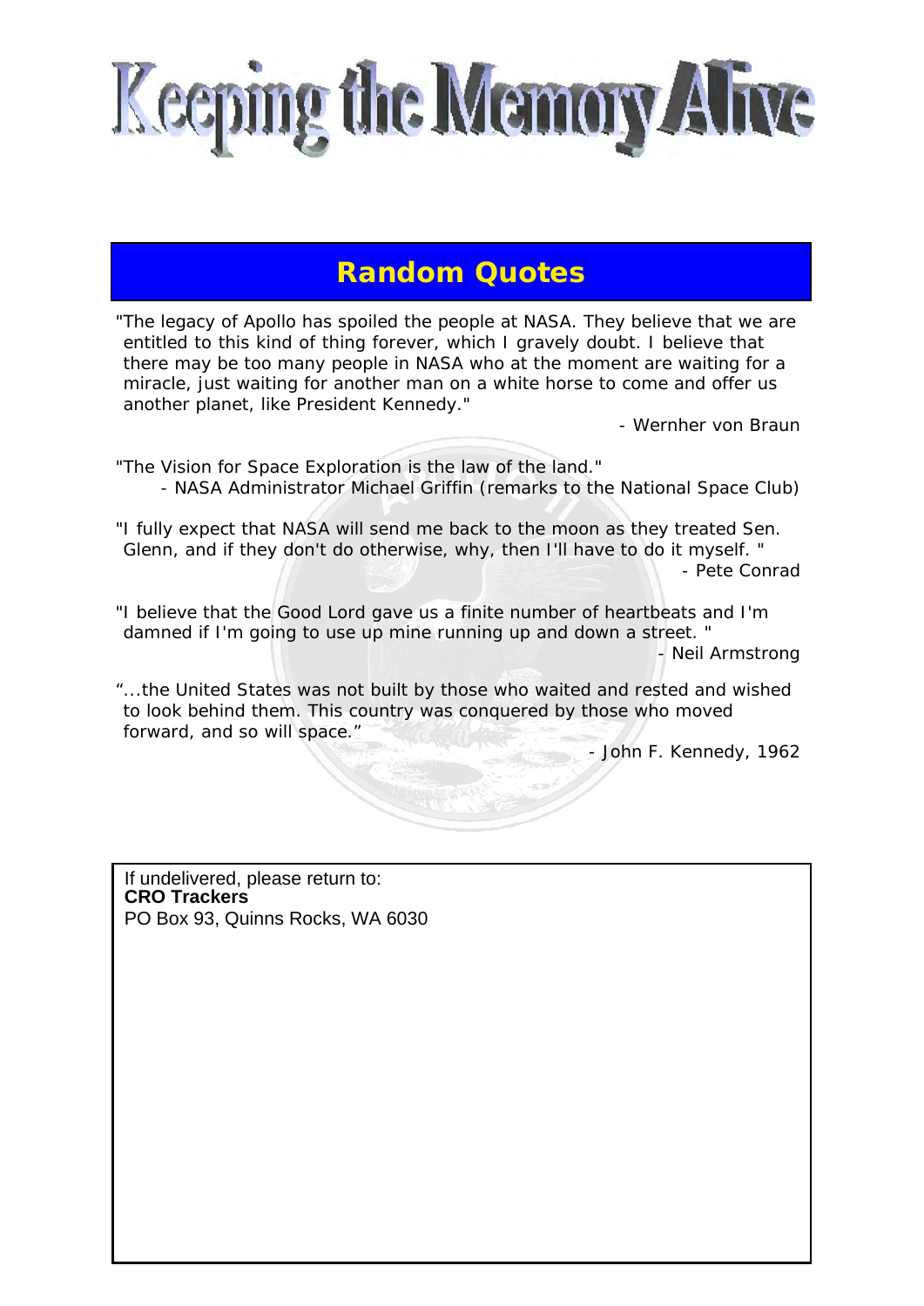# Keeping the Memory Alive

## Random Quotes

"The legacy of Apollo has spoiled the people at NASA. They believe that we are entitled to this kind of thing forever, which I gravely doubt. I believe that there may be too many people in NASA who at the moment are waiting for a miracle, just waiting for another man on a white horse to come and offer us another planet, like President Kennedy."

- Wernher von Braun

"The Vision for Space Exploration is the law of the land."

- NASA Administrator Michael Griffin (remarks to the National Space Club)

"I fully expect that NASA will send me back to the moon as they treated Sen. Glenn, and if they don't do otherwise, why, then I'll have to do it myself. "

- Pete Conrad

"I believe that the Good Lord gave us a finite number of heartbeats and I'm damned if I'm going to use up mine running up and down a street. "

- Neil Armstrong

"...the United States was not built by those who waited and rested and wished to look behind them. This country was conquered by those who moved forward, and so will space."

- John F. Kennedy, 1962

If undelivered, please return to:
**CRO Trackers**
PO Box 93, Quinns Rocks, WA 6030